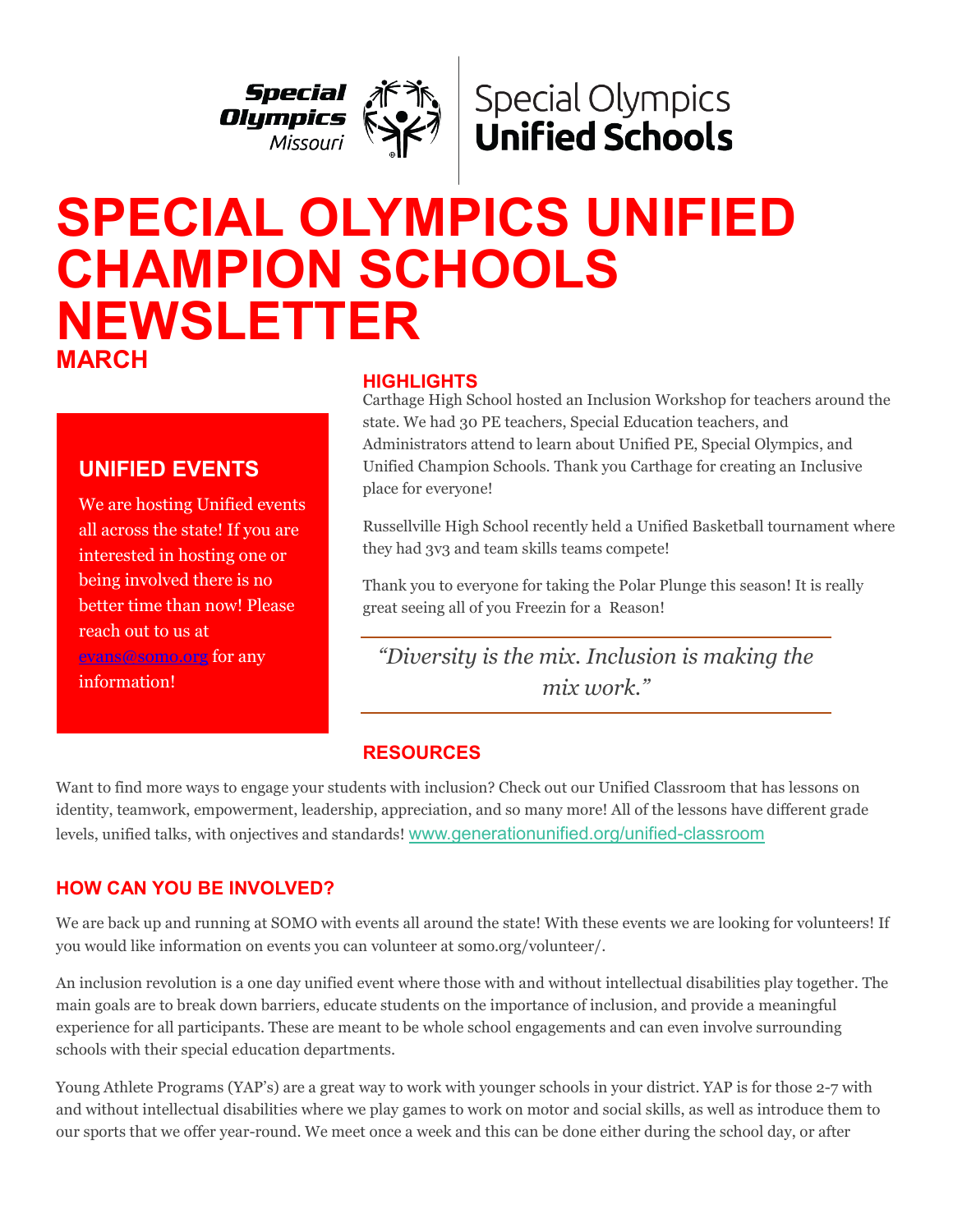Special Olympics Missouri | Special Olympics Unified Schools

# SPECIAL OLYMPICS UNIFIED CHAMPION SCHOOLS NEWSLETTER

## MARCH

### UNIFIED EVENTS

We are hosting Unified events all across the state! If you are interested in hosting one or being involved there is no better time than now! Please reach out to us at evans@somo.org for any information!

### HIGHLIGHTS

Carthage High School hosted an Inclusion Workshop for teachers around the state. We had 30 PE teachers, Special Education teachers, and Administrators attend to learn about Unified PE, Special Olympics, and Unified Champion Schools. Thank you Carthage for creating an Inclusive place for everyone!

Russellville High School recently held a Unified Basketball tournament where they had 3v3 and team skills teams compete!

Thank you to everyone for taking the Polar Plunge this season! It is really great seeing all of you Freezin for a Reason!

> *"Diversity is the mix. Inclusion is making the mix work."*

### RESOURCES

Want to find more ways to engage your students with inclusion? Check out our Unified Classroom that has lessons on identity, teamwork, empowerment, leadership, appreciation, and so many more! All of the lessons have different grade levels, unified talks, with onjectives and standards! www.generationunified.org/unified-classroom

### HOW CAN YOU BE INVOLVED?

We are back up and running at SOMO with events all around the state! With these events we are looking for volunteers! If you would like information on events you can volunteer at somo.org/volunteer/.

An inclusion revolution is a one day unified event where those with and without intellectual disabilities play together. The main goals are to break down barriers, educate students on the importance of inclusion, and provide a meaningful experience for all participants. These are meant to be whole school engagements and can even involve surrounding schools with their special education departments.

Young Athlete Programs (YAP's) are a great way to work with younger schools in your district. YAP is for those 2-7 with and without intellectual disabilities where we play games to work on motor and social skills, as well as introduce them to our sports that we offer year-round. We meet once a week and this can be done either during the school day, or after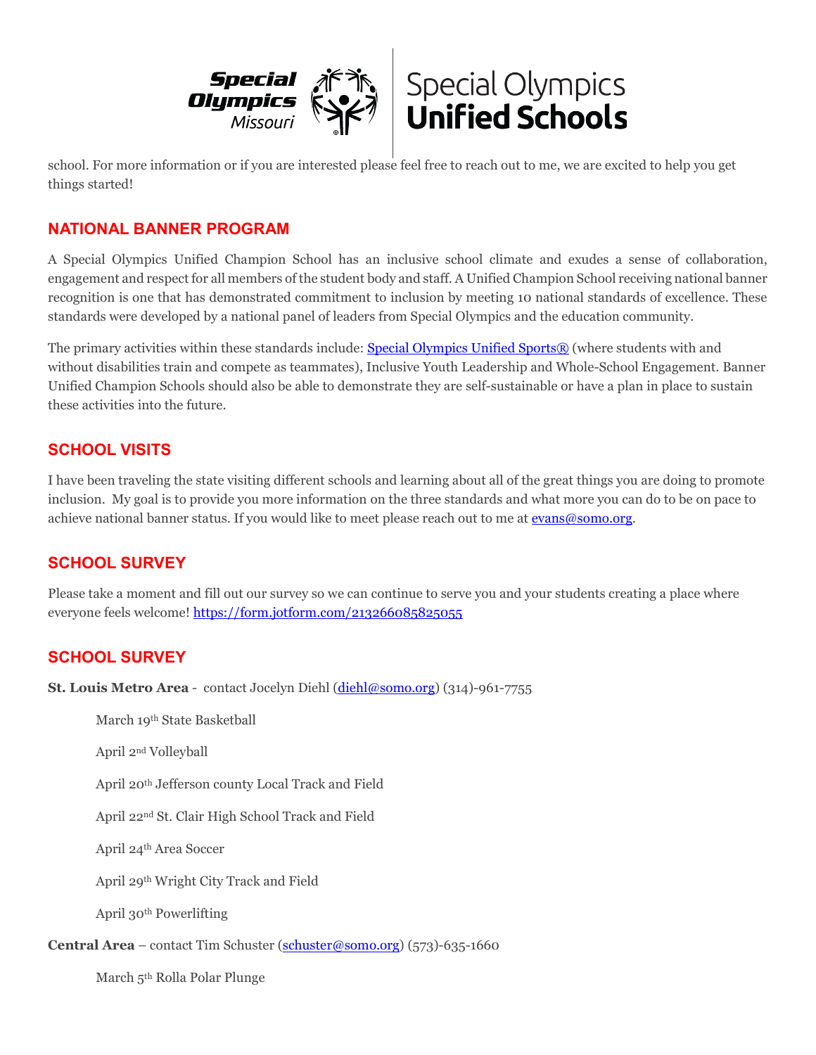school. For more information or if you are interested please feel free to reach out to me, we are excited to help you get things started!

## NATIONAL BANNER PROGRAM

A Special Olympics Unified Champion School has an inclusive school climate and exudes a sense of collaboration, engagement and respect for all members of the student body and staff. A Unified Champion School receiving national banner recognition is one that has demonstrated commitment to inclusion by meeting 10 national standards of excellence. These standards were developed by a national panel of leaders from Special Olympics and the education community.

The primary activities within these standards include: Special Olympics Unified Sports® (where students with and without disabilities train and compete as teammates), Inclusive Youth Leadership and Whole-School Engagement. Banner Unified Champion Schools should also be able to demonstrate they are self-sustainable or have a plan in place to sustain these activities into the future.

## SCHOOL VISITS

I have been traveling the state visiting different schools and learning about all of the great things you are doing to promote inclusion. My goal is to provide you more information on the three standards and what more you can do to be on pace to achieve national banner status. If you would like to meet please reach out to me at evans@somo.org.

## SCHOOL SURVEY

Please take a moment and fill out our survey so we can continue to serve you and your students creating a place where everyone feels welcome! https://form.jotform.com/213266085825055

## SCHOOL SURVEY

**St. Louis Metro Area** - contact Jocelyn Diehl (diehl@somo.org) (314)-961-7755

March 19th State Basketball

April 2nd Volleyball

April 20th Jefferson county Local Track and Field

April 22nd St. Clair High School Track and Field

April 24th Area Soccer

April 29th Wright City Track and Field

April 30th Powerlifting

**Central Area** – contact Tim Schuster (schuster@somo.org) (573)-635-1660

March 5th Rolla Polar Plunge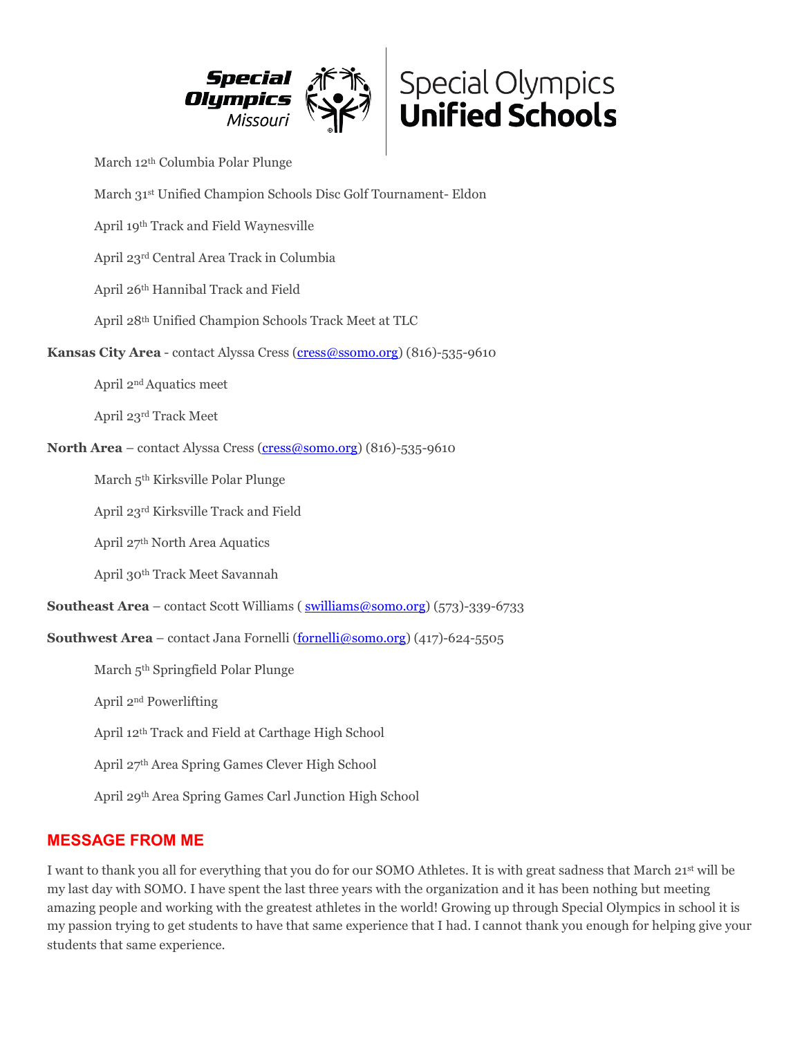March 12th Columbia Polar Plunge

March 31st Unified Champion Schools Disc Golf Tournament- Eldon

April 19th Track and Field Waynesville

April 23rd Central Area Track in Columbia

April 26th Hannibal Track and Field

April 28th Unified Champion Schools Track Meet at TLC

**Kansas City Area** - contact Alyssa Cress (cress@ssomo.org) (816)-535-9610

April 2nd Aquatics meet

April 23rd Track Meet

**North Area** – contact Alyssa Cress (cress@somo.org) (816)-535-9610

March 5th Kirksville Polar Plunge

April 23rd Kirksville Track and Field

April 27th North Area Aquatics

April 30th Track Meet Savannah

**Southeast Area** – contact Scott Williams ( swilliams@somo.org) (573)-339-6733

**Southwest Area** – contact Jana Fornelli (fornelli@somo.org) (417)-624-5505

March 5th Springfield Polar Plunge

April 2nd Powerlifting

April 12th Track and Field at Carthage High School

April 27th Area Spring Games Clever High School

April 29th Area Spring Games Carl Junction High School

## MESSAGE FROM ME

I want to thank you all for everything that you do for our SOMO Athletes. It is with great sadness that March 21st will be my last day with SOMO. I have spent the last three years with the organization and it has been nothing but meeting amazing people and working with the greatest athletes in the world! Growing up through Special Olympics in school it is my passion trying to get students to have that same experience that I had. I cannot thank you enough for helping give your students that same experience.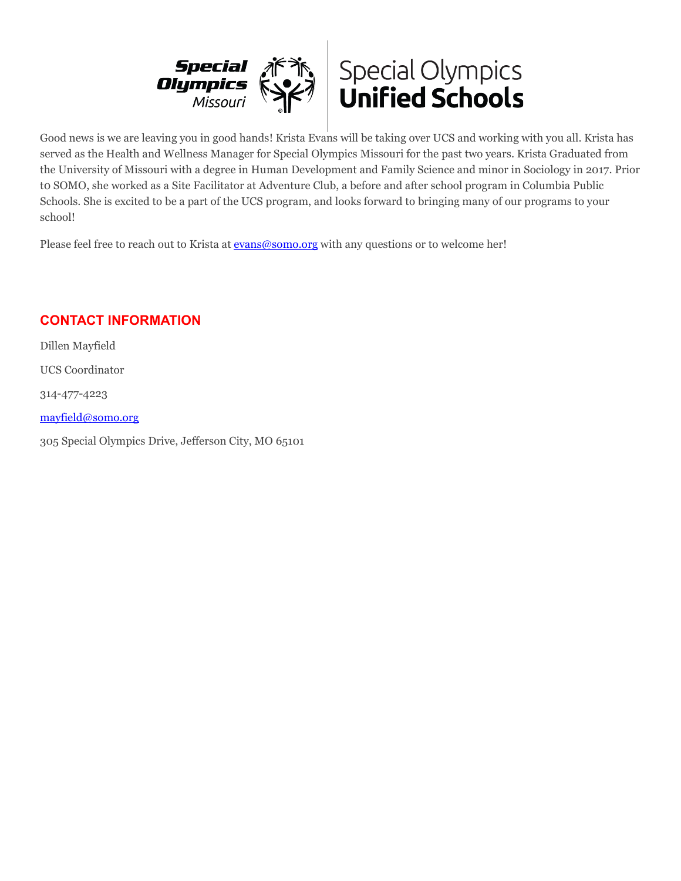Good news is we are leaving you in good hands! Krista Evans will be taking over UCS and working with you all. Krista has served as the Health and Wellness Manager for Special Olympics Missouri for the past two years. Krista Graduated from the University of Missouri with a degree in Human Development and Family Science and minor in Sociology in 2017. Prior to SOMO, she worked as a Site Facilitator at Adventure Club, a before and after school program in Columbia Public Schools. She is excited to be a part of the UCS program, and looks forward to bringing many of our programs to your school!

Please feel free to reach out to Krista at [evans@somo.org](mailto:evans@somo.org) with any questions or to welcome her!

## CONTACT INFORMATION

Dillen Mayfield

UCS Coordinator

314-477-4223

[mayfield@somo.org](mailto:mayfield@somo.org)

305 Special Olympics Drive, Jefferson City, MO 65101